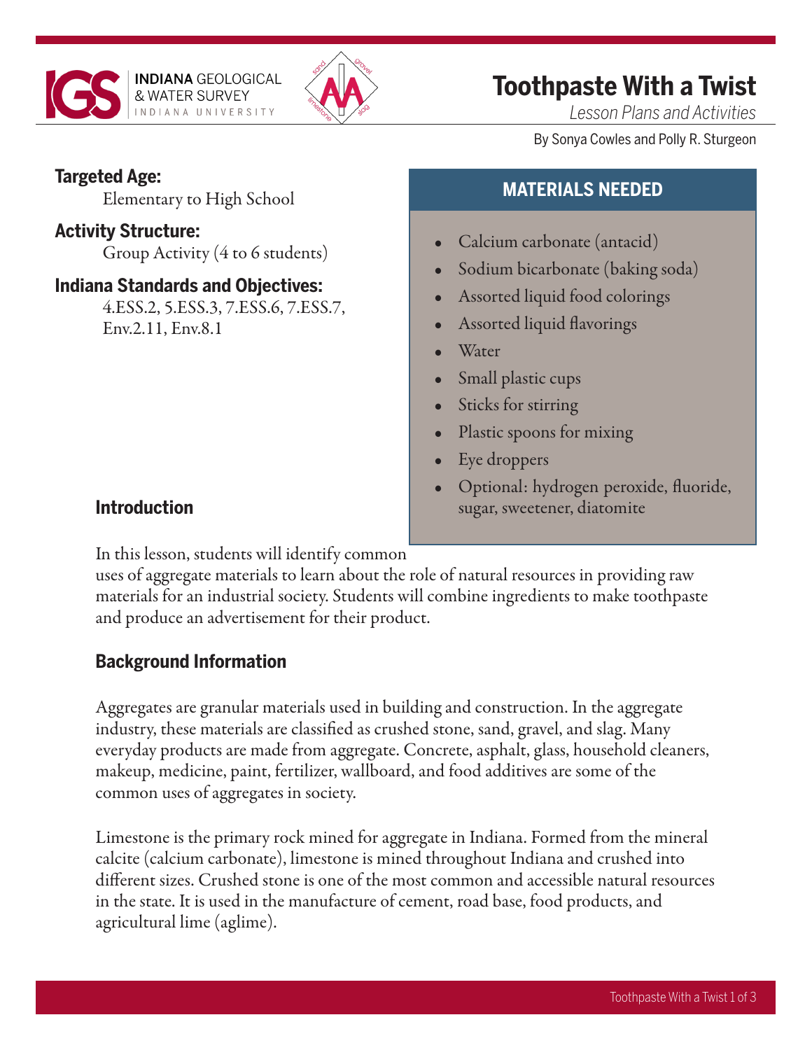INDIANA GEOLOGICAL & WATER SURVEY
INDIANA UNIVERSITY

# Toothpaste With a Twist

*Lesson Plans and Activities*

By Sonya Cowles and Polly R. Sturgeon

**Targeted Age:**
Elementary to High School

**Activity Structure:**
Group Activity (4 to 6 students)

**Indiana Standards and Objectives:**
4.ESS.2, 5.ESS.3, 7.ESS.6, 7.ESS.7, Env.2.11, Env.8.1

## MATERIALS NEEDED

- Calcium carbonate (antacid)
- Sodium bicarbonate (baking soda)
- Assorted liquid food colorings
- Assorted liquid flavorings
- Water
- Small plastic cups
- Sticks for stirring
- Plastic spoons for mixing
- Eye droppers
- Optional: hydrogen peroxide, fluoride, sugar, sweetener, diatomite

## Introduction

In this lesson, students will identify common uses of aggregate materials to learn about the role of natural resources in providing raw materials for an industrial society. Students will combine ingredients to make toothpaste and produce an advertisement for their product.

## Background Information

Aggregates are granular materials used in building and construction. In the aggregate industry, these materials are classified as crushed stone, sand, gravel, and slag. Many everyday products are made from aggregate. Concrete, asphalt, glass, household cleaners, makeup, medicine, paint, fertilizer, wallboard, and food additives are some of the common uses of aggregates in society.

Limestone is the primary rock mined for aggregate in Indiana. Formed from the mineral calcite (calcium carbonate), limestone is mined throughout Indiana and crushed into different sizes. Crushed stone is one of the most common and accessible natural resources in the state. It is used in the manufacture of cement, road base, food products, and agricultural lime (aglime).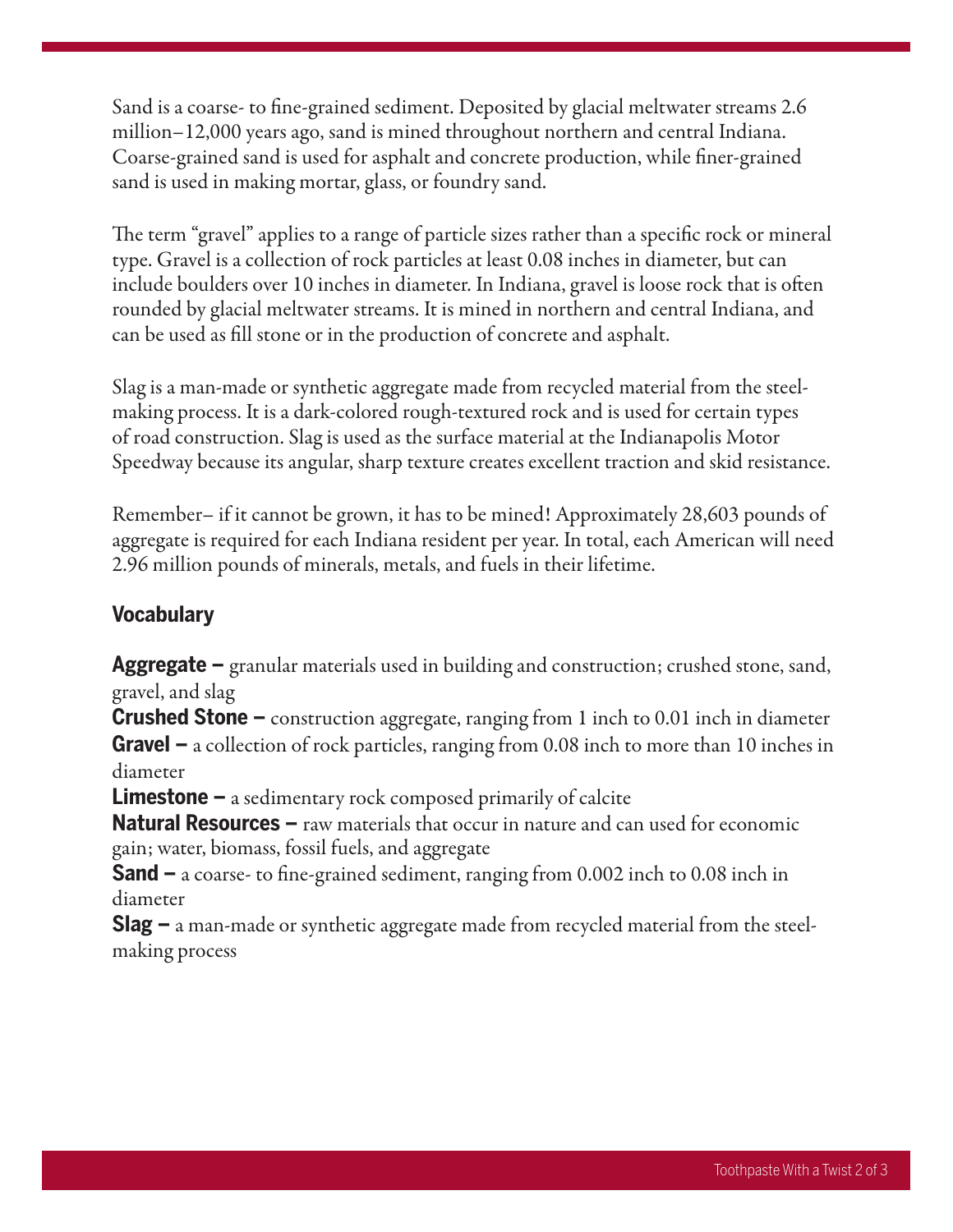Sand is a coarse- to fine-grained sediment. Deposited by glacial meltwater streams 2.6 million–12,000 years ago, sand is mined throughout northern and central Indiana. Coarse-grained sand is used for asphalt and concrete production, while finer-grained sand is used in making mortar, glass, or foundry sand.

The term "gravel" applies to a range of particle sizes rather than a specific rock or mineral type. Gravel is a collection of rock particles at least 0.08 inches in diameter, but can include boulders over 10 inches in diameter. In Indiana, gravel is loose rock that is often rounded by glacial meltwater streams. It is mined in northern and central Indiana, and can be used as fill stone or in the production of concrete and asphalt.

Slag is a man-made or synthetic aggregate made from recycled material from the steel-making process. It is a dark-colored rough-textured rock and is used for certain types of road construction. Slag is used as the surface material at the Indianapolis Motor Speedway because its angular, sharp texture creates excellent traction and skid resistance.

Remember– if it cannot be grown, it has to be mined! Approximately 28,603 pounds of aggregate is required for each Indiana resident per year. In total, each American will need 2.96 million pounds of minerals, metals, and fuels in their lifetime.

## Vocabulary

**Aggregate –** granular materials used in building and construction; crushed stone, sand, gravel, and slag

**Crushed Stone –** construction aggregate, ranging from 1 inch to 0.01 inch in diameter

**Gravel –** a collection of rock particles, ranging from 0.08 inch to more than 10 inches in diameter

**Limestone –** a sedimentary rock composed primarily of calcite

**Natural Resources –** raw materials that occur in nature and can used for economic gain; water, biomass, fossil fuels, and aggregate

**Sand –** a coarse- to fine-grained sediment, ranging from 0.002 inch to 0.08 inch in diameter

**Slag –** a man-made or synthetic aggregate made from recycled material from the steel-making process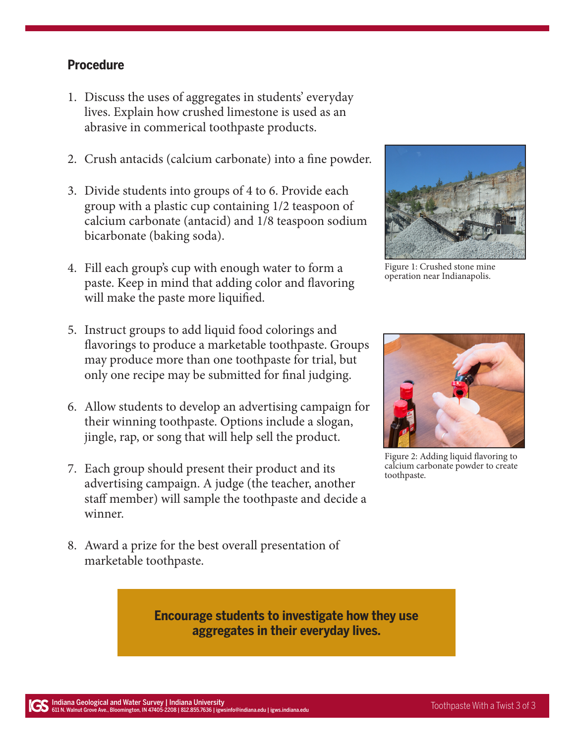## Procedure

1. Discuss the uses of aggregates in students' everyday lives. Explain how crushed limestone is used as an abrasive in commerical toothpaste products.

2. Crush antacids (calcium carbonate) into a fine powder.

3. Divide students into groups of 4 to 6. Provide each group with a plastic cup containing 1/2 teaspoon of calcium carbonate (antacid) and 1/8 teaspoon sodium bicarbonate (baking soda).

4. Fill each group's cup with enough water to form a paste. Keep in mind that adding color and flavoring will make the paste more liquified.

5. Instruct groups to add liquid food colorings and flavorings to produce a marketable toothpaste. Groups may produce more than one toothpaste for trial, but only one recipe may be submitted for final judging.

6. Allow students to develop an advertising campaign for their winning toothpaste. Options include a slogan, jingle, rap, or song that will help sell the product.

7. Each group should present their product and its advertising campaign. A judge (the teacher, another staff member) will sample the toothpaste and decide a winner.

8. Award a prize for the best overall presentation of marketable toothpaste.

Figure 1: Crushed stone mine operation near Indianapolis.

Figure 2: Adding liquid flavoring to calcium carbonate powder to create toothpaste.

**Encourage students to investigate how they use aggregates in their everyday lives.**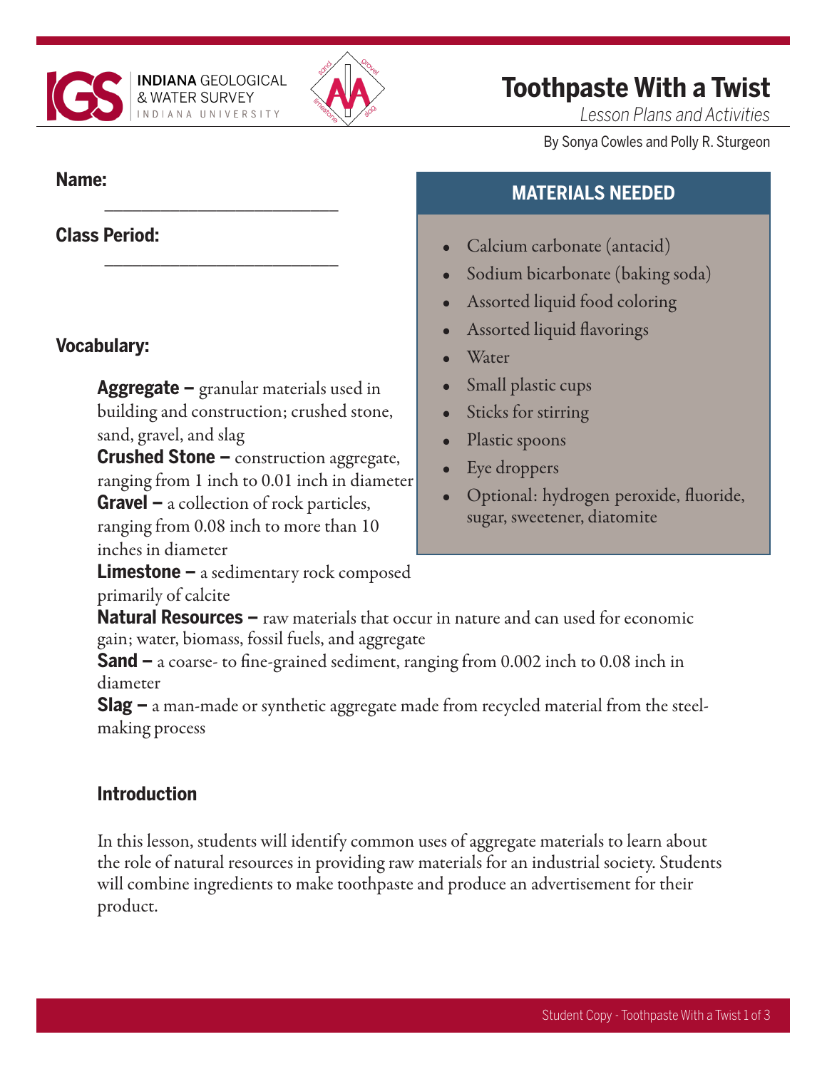# Toothpaste With a Twist

*Lesson Plans and Activities*

By Sonya Cowles and Polly R. Sturgeon

**Name:** ___________________________

**Class Period:** ___________________________

## MATERIALS NEEDED

- Calcium carbonate (antacid)
- Sodium bicarbonate (baking soda)
- Assorted liquid food coloring
- Assorted liquid flavorings
- Water
- Small plastic cups
- Sticks for stirring
- Plastic spoons
- Eye droppers
- Optional: hydrogen peroxide, fluoride, sugar, sweetener, diatomite

**Vocabulary:**

**Aggregate –** granular materials used in building and construction; crushed stone, sand, gravel, and slag

**Crushed Stone –** construction aggregate, ranging from 1 inch to 0.01 inch in diameter

**Gravel –** a collection of rock particles, ranging from 0.08 inch to more than 10 inches in diameter

**Limestone –** a sedimentary rock composed primarily of calcite

**Natural Resources –** raw materials that occur in nature and can used for economic gain; water, biomass, fossil fuels, and aggregate

**Sand –** a coarse- to fine-grained sediment, ranging from 0.002 inch to 0.08 inch in diameter

**Slag –** a man-made or synthetic aggregate made from recycled material from the steel-making process

### Introduction

In this lesson, students will identify common uses of aggregate materials to learn about the role of natural resources in providing raw materials for an industrial society. Students will combine ingredients to make toothpaste and produce an advertisement for their product.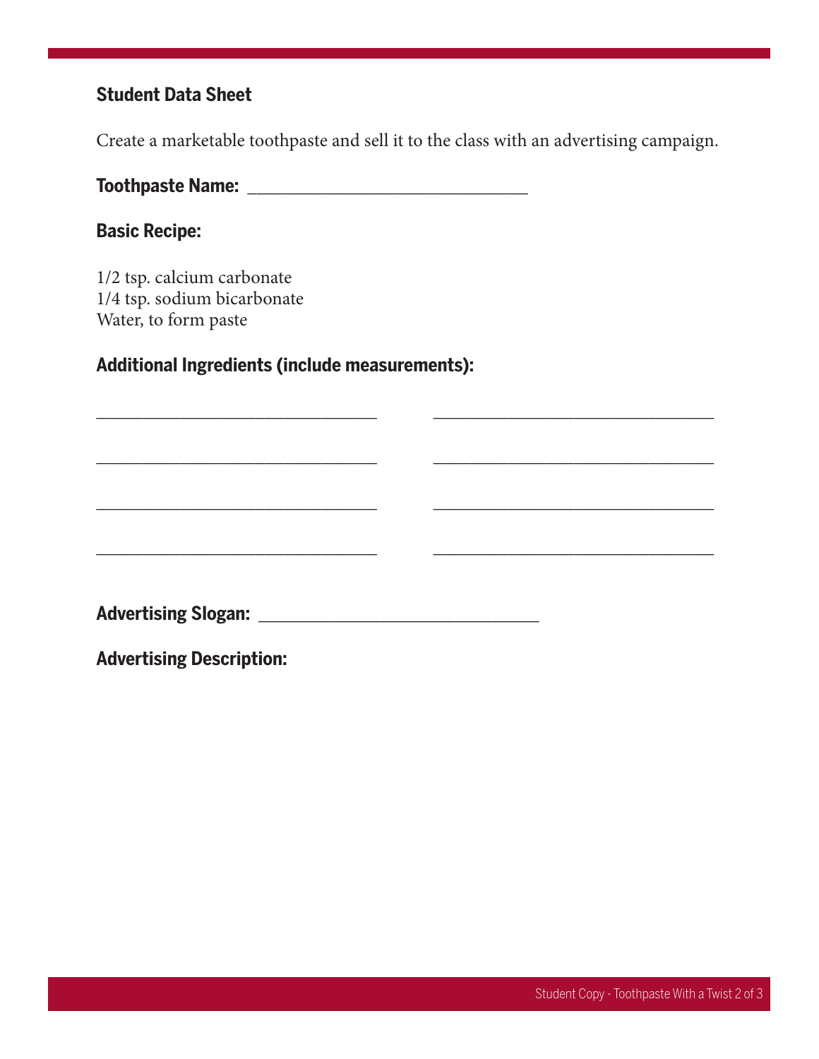## Student Data Sheet

Create a marketable toothpaste and sell it to the class with an advertising campaign.

**Toothpaste Name:** ______________________________

**Basic Recipe:**

1/2 tsp. calcium carbonate
1/4 tsp. sodium bicarbonate
Water, to form paste

**Additional Ingredients (include measurements):**

______________________________ ______________________________

______________________________ ______________________________

______________________________ ______________________________

______________________________ ______________________________

**Advertising Slogan:** ______________________________

**Advertising Description:**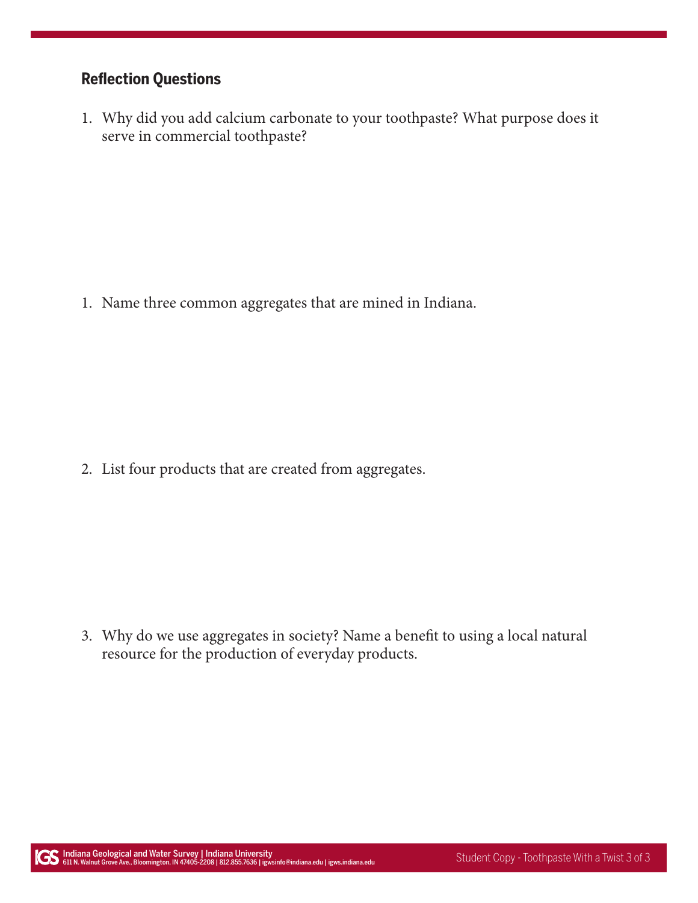## Reflection Questions

1. Why did you add calcium carbonate to your toothpaste? What purpose does it serve in commercial toothpaste?

1. Name three common aggregates that are mined in Indiana.

2. List four products that are created from aggregates.

3. Why do we use aggregates in society? Name a benefit to using a local natural resource for the production of everyday products.